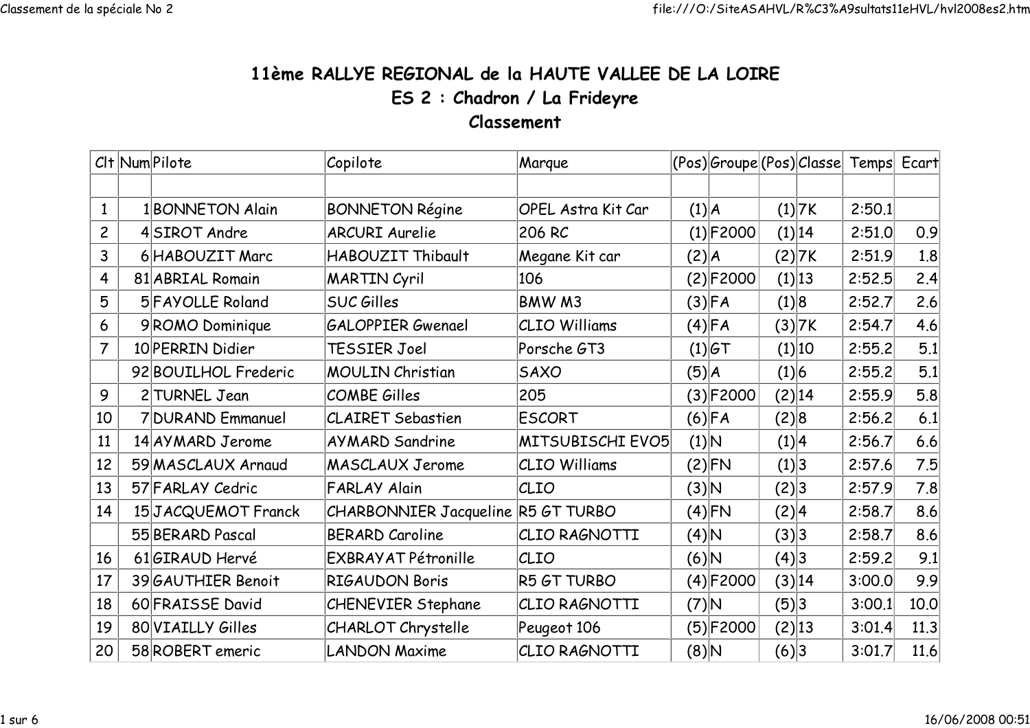# 11ème RALLYE REGIONAL de la HAUTE VALLEE DE LA LOIRE

## ES 2 : Chadron / La Frideyre

## Classement

| Clt | Num | Pilote | Copilote | Marque | (Pos) | Groupe | (Pos) | Classe | Temps | Ecart |
|---|---|---|---|---|---|---|---|---|---|---|
| | | | | | | | | | | |
| 1 | 1 | BONNETON Alain | BONNETON Régine | OPEL Astra Kit Car | (1) | A | (1) | 7K | 2:50.1 | |
| 2 | 4 | SIROT Andre | ARCURI Aurelie | 206 RC | (1) | F2000 | (1) | 14 | 2:51.0 | 0.9 |
| 3 | 6 | HABOUZIT Marc | HABOUZIT Thibault | Megane Kit car | (2) | A | (2) | 7K | 2:51.9 | 1.8 |
| 4 | 81 | ABRIAL Romain | MARTIN Cyril | 106 | (2) | F2000 | (1) | 13 | 2:52.5 | 2.4 |
| 5 | 5 | FAYOLLE Roland | SUC Gilles | BMW M3 | (3) | FA | (1) | 8 | 2:52.7 | 2.6 |
| 6 | 9 | ROMO Dominique | GALOPPIER Gwenael | CLIO Williams | (4) | FA | (3) | 7K | 2:54.7 | 4.6 |
| 7 | 10 | PERRIN Didier | TESSIER Joel | Porsche GT3 | (1) | GT | (1) | 10 | 2:55.2 | 5.1 |
| | 92 | BOUILHOL Frederic | MOULIN Christian | SAXO | (5) | A | (1) | 6 | 2:55.2 | 5.1 |
| 9 | 2 | TURNEL Jean | COMBE Gilles | 205 | (3) | F2000 | (2) | 14 | 2:55.9 | 5.8 |
| 10 | 7 | DURAND Emmanuel | CLAIRET Sebastien | ESCORT | (6) | FA | (2) | 8 | 2:56.2 | 6.1 |
| 11 | 14 | AYMARD Jerome | AYMARD Sandrine | MITSUBISCHI EVO5 | (1) | N | (1) | 4 | 2:56.7 | 6.6 |
| 12 | 59 | MASCLAUX Arnaud | MASCLAUX Jerome | CLIO Williams | (2) | FN | (1) | 3 | 2:57.6 | 7.5 |
| 13 | 57 | FARLAY Cedric | FARLAY Alain | CLIO | (3) | N | (2) | 3 | 2:57.9 | 7.8 |
| 14 | 15 | JACQUEMOT Franck | CHARBONNIER Jacqueline | R5 GT TURBO | (4) | FN | (2) | 4 | 2:58.7 | 8.6 |
| | 55 | BERARD Pascal | BERARD Caroline | CLIO RAGNOTTI | (4) | N | (3) | 3 | 2:58.7 | 8.6 |
| 16 | 61 | GIRAUD Hervé | EXBRAYAT Pétronille | CLIO | (6) | N | (4) | 3 | 2:59.2 | 9.1 |
| 17 | 39 | GAUTHIER Benoit | RIGAUDON Boris | R5 GT TURBO | (4) | F2000 | (3) | 14 | 3:00.0 | 9.9 |
| 18 | 60 | FRAISSE David | CHENEVIER Stephane | CLIO RAGNOTTI | (7) | N | (5) | 3 | 3:00.1 | 10.0 |
| 19 | 80 | VIAILLY Gilles | CHARLOT Chrystelle | Peugeot 106 | (5) | F2000 | (2) | 13 | 3:01.4 | 11.3 |
| 20 | 58 | ROBERT emeric | LANDON Maxime | CLIO RAGNOTTI | (8) | N | (6) | 3 | 3:01.7 | 11.6 |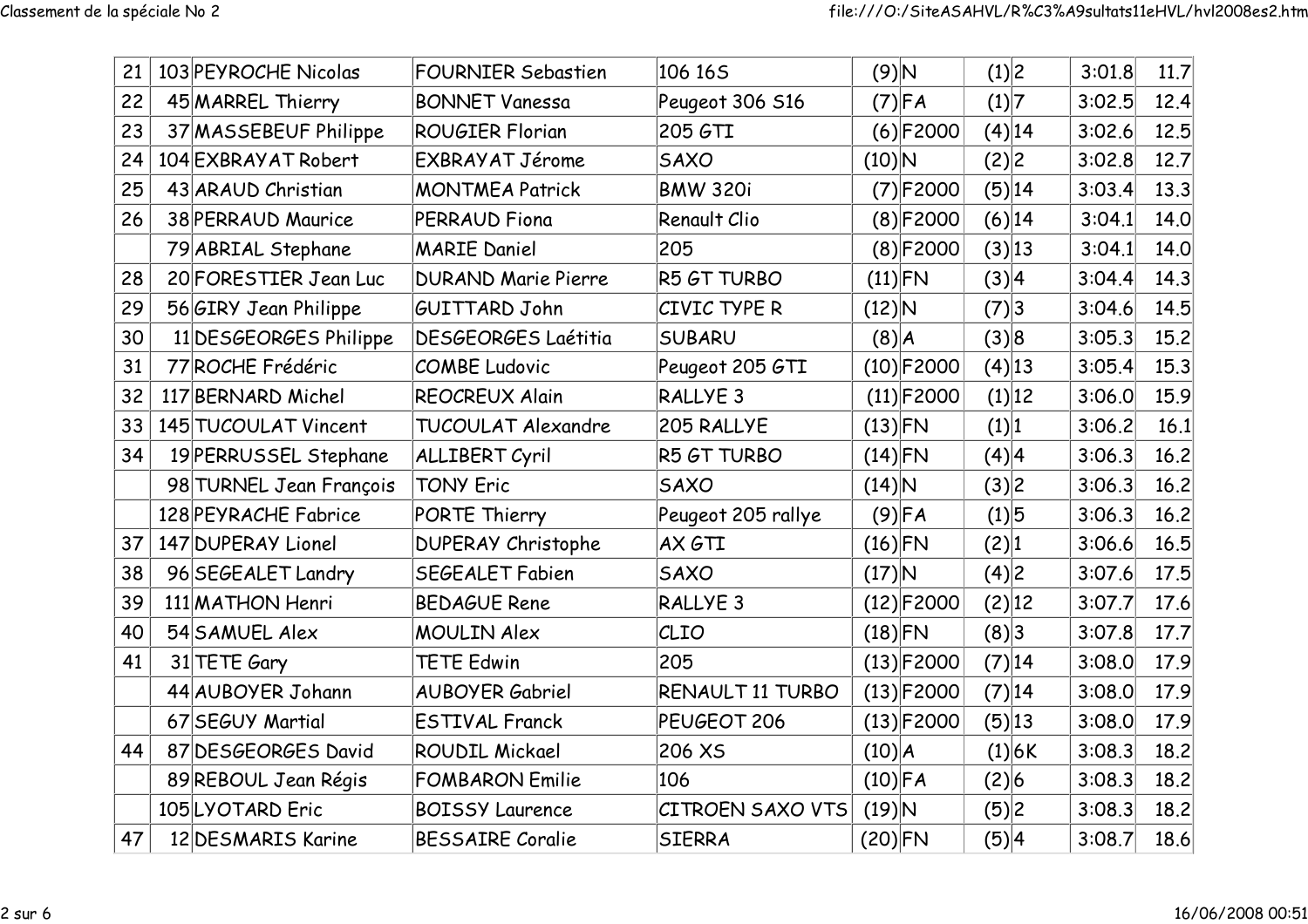| | | | | | | | | | | | |
|---|---|---|---|---|---|---|---|---|---|---|---|
| 21 | 103 | PEYROCHE Nicolas | FOURNIER Sebastien | 106 16S | (9) | N | (1) | 2 | 3:01.8 | 11.7 |
| 22 | 45 | MARREL Thierry | BONNET Vanessa | Peugeot 306 S16 | (7) | FA | (1) | 7 | 3:02.5 | 12.4 |
| 23 | 37 | MASSEBEUF Philippe | ROUGIER Florian | 205 GTI | (6) | F2000 | (4) | 14 | 3:02.6 | 12.5 |
| 24 | 104 | EXBRAYAT Robert | EXBRAYAT Jérome | SAXO | (10) | N | (2) | 2 | 3:02.8 | 12.7 |
| 25 | 43 | ARAUD Christian | MONTMEA Patrick | BMW 320i | (7) | F2000 | (5) | 14 | 3:03.4 | 13.3 |
| 26 | 38 | PERRAUD Maurice | PERRAUD Fiona | Renault Clio | (8) | F2000 | (6) | 14 | 3:04.1 | 14.0 |
| | 79 | ABRIAL Stephane | MARIE Daniel | 205 | (8) | F2000 | (3) | 13 | 3:04.1 | 14.0 |
| 28 | 20 | FORESTIER Jean Luc | DURAND Marie Pierre | R5 GT TURBO | (11) | FN | (3) | 4 | 3:04.4 | 14.3 |
| 29 | 56 | GIRY Jean Philippe | GUITTARD John | CIVIC TYPE R | (12) | N | (7) | 3 | 3:04.6 | 14.5 |
| 30 | 11 | DESGEORGES Philippe | DESGEORGES Laétitia | SUBARU | (8) | A | (3) | 8 | 3:05.3 | 15.2 |
| 31 | 77 | ROCHE Frédéric | COMBE Ludovic | Peugeot 205 GTI | (10) | F2000 | (4) | 13 | 3:05.4 | 15.3 |
| 32 | 117 | BERNARD Michel | REOCREUX Alain | RALLYE 3 | (11) | F2000 | (1) | 12 | 3:06.0 | 15.9 |
| 33 | 145 | TUCOULAT Vincent | TUCOULAT Alexandre | 205 RALLYE | (13) | FN | (1) | 1 | 3:06.2 | 16.1 |
| 34 | 19 | PERRUSSEL Stephane | ALLIBERT Cyril | R5 GT TURBO | (14) | FN | (4) | 4 | 3:06.3 | 16.2 |
| | 98 | TURNEL Jean François | TONY Eric | SAXO | (14) | N | (3) | 2 | 3:06.3 | 16.2 |
| | 128 | PEYRACHE Fabrice | PORTE Thierry | Peugeot 205 rallye | (9) | FA | (1) | 5 | 3:06.3 | 16.2 |
| 37 | 147 | DUPERAY Lionel | DUPERAY Christophe | AX GTI | (16) | FN | (2) | 1 | 3:06.6 | 16.5 |
| 38 | 96 | SEGEALET Landry | SEGEALET Fabien | SAXO | (17) | N | (4) | 2 | 3:07.6 | 17.5 |
| 39 | 111 | MATHON Henri | BEDAGUE Rene | RALLYE 3 | (12) | F2000 | (2) | 12 | 3:07.7 | 17.6 |
| 40 | 54 | SAMUEL Alex | MOULIN Alex | CLIO | (18) | FN | (8) | 3 | 3:07.8 | 17.7 |
| 41 | 31 | TETE Gary | TETE Edwin | 205 | (13) | F2000 | (7) | 14 | 3:08.0 | 17.9 |
| | 44 | AUBOYER Johann | AUBOYER Gabriel | RENAULT 11 TURBO | (13) | F2000 | (7) | 14 | 3:08.0 | 17.9 |
| | 67 | SEGUY Martial | ESTIVAL Franck | PEUGEOT 206 | (13) | F2000 | (5) | 13 | 3:08.0 | 17.9 |
| 44 | 87 | DESGEORGES David | ROUDIL Mickael | 206 XS | (10) | A | (1) | 6K | 3:08.3 | 18.2 |
| | 89 | REBOUL Jean Régis | FOMBARON Emilie | 106 | (10) | FA | (2) | 6 | 3:08.3 | 18.2 |
| | 105 | LYOTARD Eric | BOISSY Laurence | CITROEN SAXO VTS | (19) | N | (5) | 2 | 3:08.3 | 18.2 |
| 47 | 12 | DESMARIS Karine | BESSAIRE Coralie | SIERRA | (20) | FN | (5) | 4 | 3:08.7 | 18.6 |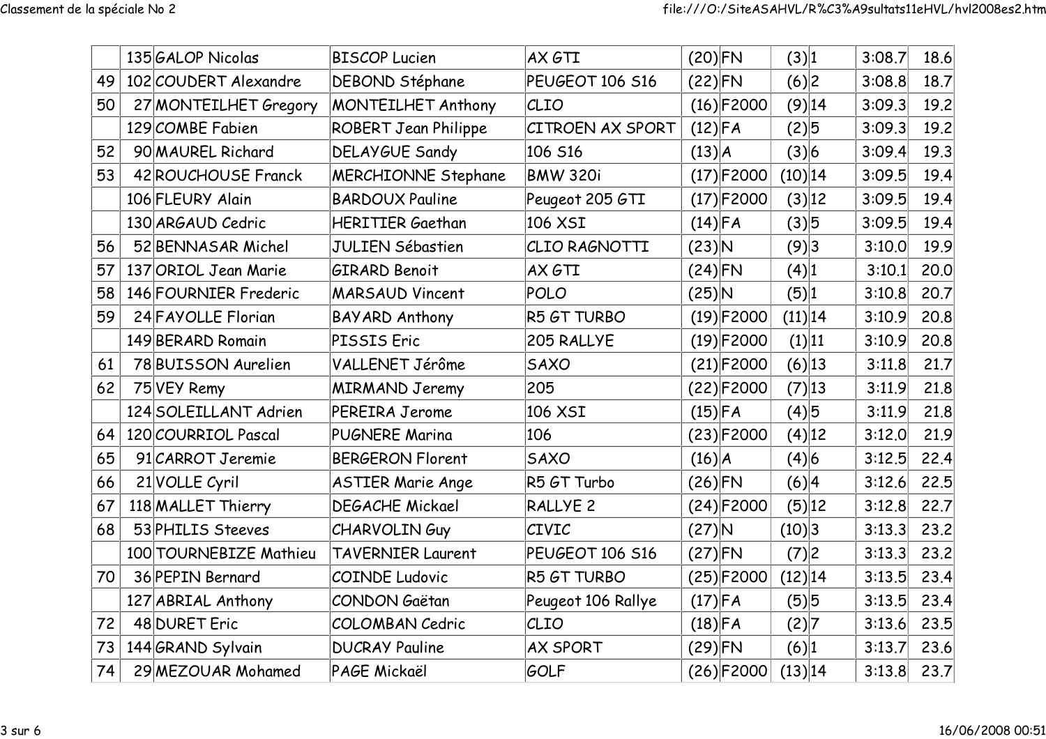| | | | | | | | | | |
|---|---|---|---|---|---|---|---|---|---|
| | 135 | GALOP Nicolas | BISCOP Lucien | AX GTI | (20) | FN | (3) | 1 | 3:08.7 | 18.6 |
| 49 | 102 | COUDERT Alexandre | DEBOND Stéphane | PEUGEOT 106 S16 | (22) | FN | (6) | 2 | 3:08.8 | 18.7 |
| 50 | 27 | MONTEILHET Gregory | MONTEILHET Anthony | CLIO | (16) | F2000 | (9) | 14 | 3:09.3 | 19.2 |
| | 129 | COMBE Fabien | ROBERT Jean Philippe | CITROEN AX SPORT | (12) | FA | (2) | 5 | 3:09.3 | 19.2 |
| 52 | 90 | MAUREL Richard | DELAYGUE Sandy | 106 S16 | (13) | A | (3) | 6 | 3:09.4 | 19.3 |
| 53 | 42 | ROUCHOUSE Franck | MERCHIONNE Stephane | BMW 320i | (17) | F2000 | (10) | 14 | 3:09.5 | 19.4 |
| | 106 | FLEURY Alain | BARDOUX Pauline | Peugeot 205 GTI | (17) | F2000 | (3) | 12 | 3:09.5 | 19.4 |
| | 130 | ARGAUD Cedric | HERITIER Gaethan | 106 XSI | (14) | FA | (3) | 5 | 3:09.5 | 19.4 |
| 56 | 52 | BENNASAR Michel | JULIEN Sébastien | CLIO RAGNOTTI | (23) | N | (9) | 3 | 3:10.0 | 19.9 |
| 57 | 137 | ORIOL Jean Marie | GIRARD Benoit | AX GTI | (24) | FN | (4) | 1 | 3:10.1 | 20.0 |
| 58 | 146 | FOURNIER Frederic | MARSAUD Vincent | POLO | (25) | N | (5) | 1 | 3:10.8 | 20.7 |
| 59 | 24 | FAYOLLE Florian | BAYARD Anthony | R5 GT TURBO | (19) | F2000 | (11) | 14 | 3:10.9 | 20.8 |
| | 149 | BERARD Romain | PISSIS Eric | 205 RALLYE | (19) | F2000 | (1) | 11 | 3:10.9 | 20.8 |
| 61 | 78 | BUISSON Aurelien | VALLENET Jérôme | SAXO | (21) | F2000 | (6) | 13 | 3:11.8 | 21.7 |
| 62 | 75 | VEY Remy | MIRMAND Jeremy | 205 | (22) | F2000 | (7) | 13 | 3:11.9 | 21.8 |
| | 124 | SOLEILLANT Adrien | PEREIRA Jerome | 106 XSI | (15) | FA | (4) | 5 | 3:11.9 | 21.8 |
| 64 | 120 | COURRIOL Pascal | PUGNERE Marina | 106 | (23) | F2000 | (4) | 12 | 3:12.0 | 21.9 |
| 65 | 91 | CARROT Jeremie | BERGERON Florent | SAXO | (16) | A | (4) | 6 | 3:12.5 | 22.4 |
| 66 | 21 | VOLLE Cyril | ASTIER Marie Ange | R5 GT Turbo | (26) | FN | (6) | 4 | 3:12.6 | 22.5 |
| 67 | 118 | MALLET Thierry | DEGACHE Mickael | RALLYE 2 | (24) | F2000 | (5) | 12 | 3:12.8 | 22.7 |
| 68 | 53 | PHILIS Steeves | CHARVOLIN Guy | CIVIC | (27) | N | (10) | 3 | 3:13.3 | 23.2 |
| | 100 | TOURNEBIZE Mathieu | TAVERNIER Laurent | PEUGEOT 106 S16 | (27) | FN | (7) | 2 | 3:13.3 | 23.2 |
| 70 | 36 | PEPIN Bernard | COINDE Ludovic | R5 GT TURBO | (25) | F2000 | (12) | 14 | 3:13.5 | 23.4 |
| | 127 | ABRIAL Anthony | CONDON Gaëtan | Peugeot 106 Rallye | (17) | FA | (5) | 5 | 3:13.5 | 23.4 |
| 72 | 48 | DURET Eric | COLOMBAN Cedric | CLIO | (18) | FA | (2) | 7 | 3:13.6 | 23.5 |
| 73 | 144 | GRAND Sylvain | DUCRAY Pauline | AX SPORT | (29) | FN | (6) | 1 | 3:13.7 | 23.6 |
| 74 | 29 | MEZOUAR Mohamed | PAGE Mickaël | GOLF | (26) | F2000 | (13) | 14 | 3:13.8 | 23.7 |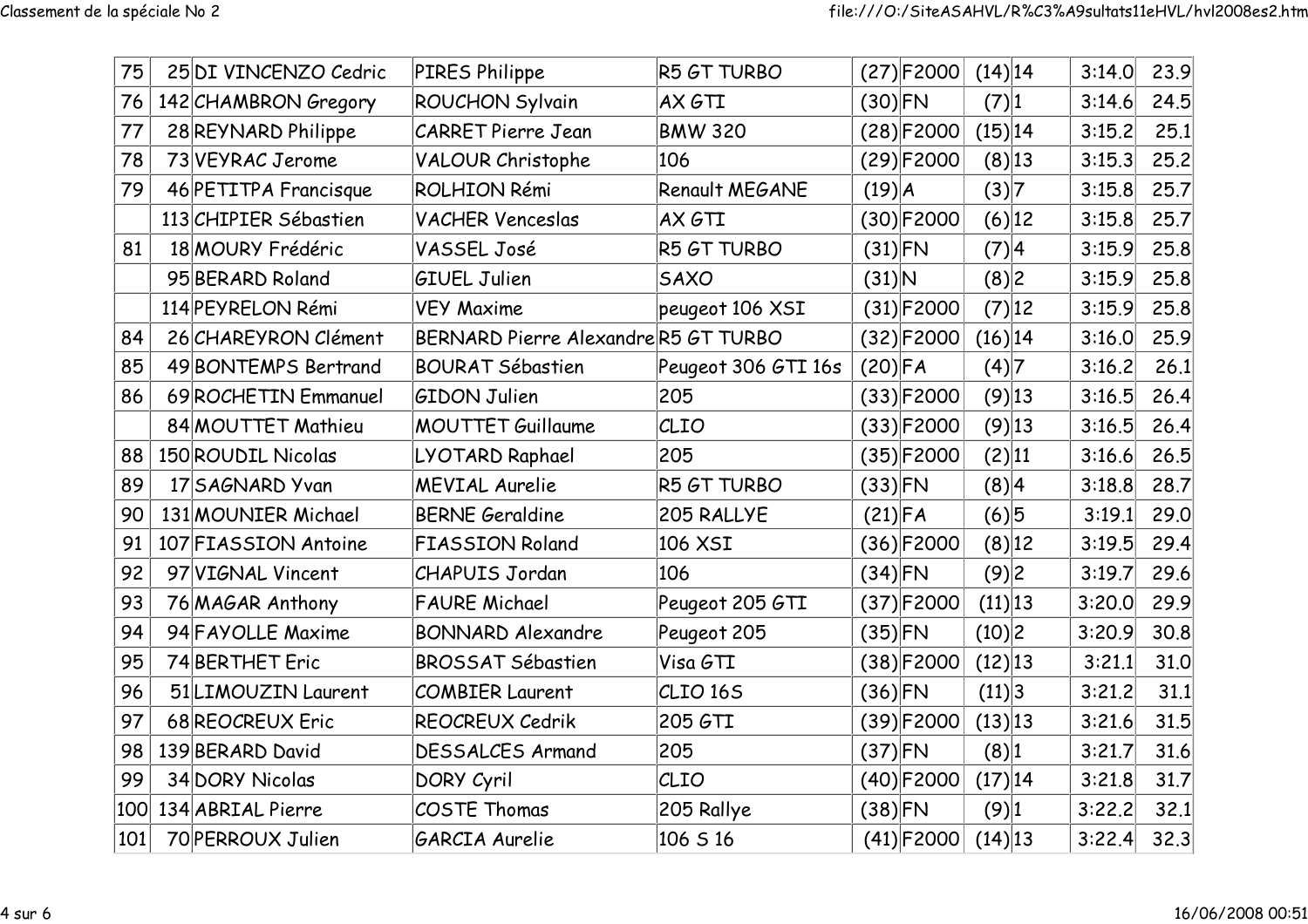| | | | | | | | | | | | |
|---|---|---|---|---|---|---|---|---|---|---|---|
| 75 | 25 | DI VINCENZO Cedric | PIRES Philippe | R5 GT TURBO | (27) | F2000 | (14) | 14 | | 3:14.0 | 23.9 |
| 76 | 142 | CHAMBRON Gregory | ROUCHON Sylvain | AX GTI | (30) | FN | (7) | 1 | | 3:14.6 | 24.5 |
| 77 | 28 | REYNARD Philippe | CARRET Pierre Jean | BMW 320 | (28) | F2000 | (15) | 14 | | 3:15.2 | 25.1 |
| 78 | 73 | VEYRAC Jerome | VALOUR Christophe | 106 | (29) | F2000 | (8) | 13 | | 3:15.3 | 25.2 |
| 79 | 46 | PETITPA Francisque | ROLHION Rémi | Renault MEGANE | (19) | A | (3) | 7 | | 3:15.8 | 25.7 |
| | 113 | CHIPIER Sébastien | VACHER Venceslas | AX GTI | (30) | F2000 | (6) | 12 | | 3:15.8 | 25.7 |
| 81 | 18 | MOURY Frédéric | VASSEL José | R5 GT TURBO | (31) | FN | (7) | 4 | | 3:15.9 | 25.8 |
| | 95 | BERARD Roland | GIUEL Julien | SAXO | (31) | N | (8) | 2 | | 3:15.9 | 25.8 |
| | 114 | PEYRELON Rémi | VEY Maxime | peugeot 106 XSI | (31) | F2000 | (7) | 12 | | 3:15.9 | 25.8 |
| 84 | 26 | CHAREYRON Clément | BERNARD Pierre Alexandre | R5 GT TURBO | (32) | F2000 | (16) | 14 | | 3:16.0 | 25.9 |
| 85 | 49 | BONTEMPS Bertrand | BOURAT Sébastien | Peugeot 306 GTI 16s | (20) | FA | (4) | 7 | | 3:16.2 | 26.1 |
| 86 | 69 | ROCHETIN Emmanuel | GIDON Julien | 205 | (33) | F2000 | (9) | 13 | | 3:16.5 | 26.4 |
| | 84 | MOUTTET Mathieu | MOUTTET Guillaume | CLIO | (33) | F2000 | (9) | 13 | | 3:16.5 | 26.4 |
| 88 | 150 | ROUDIL Nicolas | LYOTARD Raphael | 205 | (35) | F2000 | (2) | 11 | | 3:16.6 | 26.5 |
| 89 | 17 | SAGNARD Yvan | MEVIAL Aurelie | R5 GT TURBO | (33) | FN | (8) | 4 | | 3:18.8 | 28.7 |
| 90 | 131 | MOUNIER Michael | BERNE Geraldine | 205 RALLYE | (21) | FA | (6) | 5 | | 3:19.1 | 29.0 |
| 91 | 107 | FIASSION Antoine | FIASSION Roland | 106 XSI | (36) | F2000 | (8) | 12 | | 3:19.5 | 29.4 |
| 92 | 97 | VIGNAL Vincent | CHAPUIS Jordan | 106 | (34) | FN | (9) | 2 | | 3:19.7 | 29.6 |
| 93 | 76 | MAGAR Anthony | FAURE Michael | Peugeot 205 GTI | (37) | F2000 | (11) | 13 | | 3:20.0 | 29.9 |
| 94 | 94 | FAYOLLE Maxime | BONNARD Alexandre | Peugeot 205 | (35) | FN | (10) | 2 | | 3:20.9 | 30.8 |
| 95 | 74 | BERTHET Eric | BROSSAT Sébastien | Visa GTI | (38) | F2000 | (12) | 13 | | 3:21.1 | 31.0 |
| 96 | 51 | LIMOUZIN Laurent | COMBIER Laurent | CLIO 16S | (36) | FN | (11) | 3 | | 3:21.2 | 31.1 |
| 97 | 68 | REOCREUX Eric | REOCREUX Cedrik | 205 GTI | (39) | F2000 | (13) | 13 | | 3:21.6 | 31.5 |
| 98 | 139 | BERARD David | DESSALCES Armand | 205 | (37) | FN | (8) | 1 | | 3:21.7 | 31.6 |
| 99 | 34 | DORY Nicolas | DORY Cyril | CLIO | (40) | F2000 | (17) | 14 | | 3:21.8 | 31.7 |
| 100 | 134 | ABRIAL Pierre | COSTE Thomas | 205 Rallye | (38) | FN | (9) | 1 | | 3:22.2 | 32.1 |
| 101 | 70 | PERROUX Julien | GARCIA Aurelie | 106 S 16 | (41) | F2000 | (14) | 13 | | 3:22.4 | 32.3 |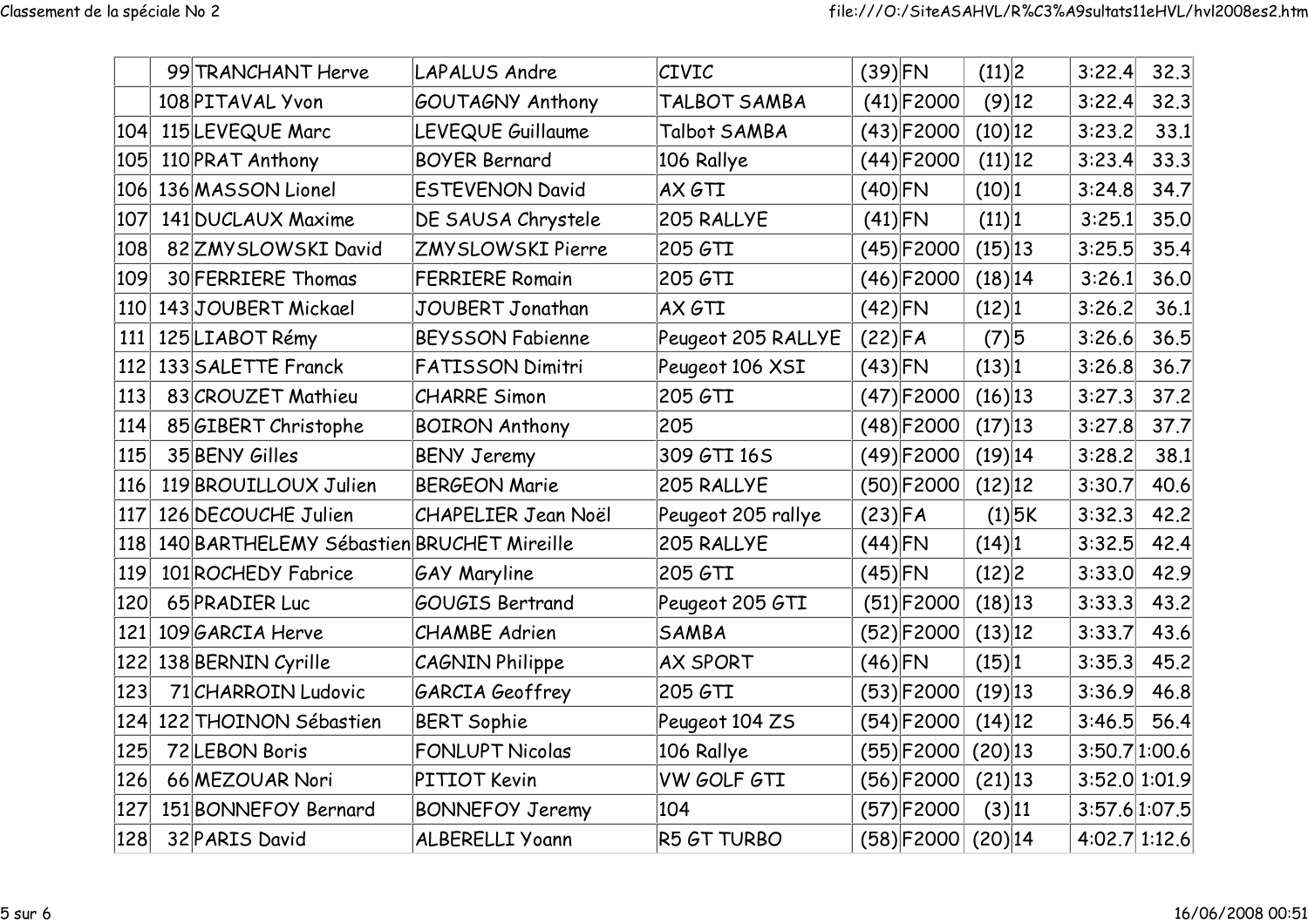|  |  |  |  |  |  |  |  |  |  |  |
|---|---|---|---|---|---|---|---|---|---|---|
|  | 99 | TRANCHANT Herve | LAPALUS Andre | CIVIC | (39) | FN | (11) | 2 | 3:22.4 | 32.3 |
|  | 108 | PITAVAL Yvon | GOUTAGNY Anthony | TALBOT SAMBA | (41) | F2000 | (9) | 12 | 3:22.4 | 32.3 |
| 104 | 115 | LEVEQUE Marc | LEVEQUE Guillaume | Talbot SAMBA | (43) | F2000 | (10) | 12 | 3:23.2 | 33.1 |
| 105 | 110 | PRAT Anthony | BOYER Bernard | 106 Rallye | (44) | F2000 | (11) | 12 | 3:23.4 | 33.3 |
| 106 | 136 | MASSON Lionel | ESTEVENON David | AX GTI | (40) | FN | (10) | 1 | 3:24.8 | 34.7 |
| 107 | 141 | DUCLAUX Maxime | DE SAUSA Chrystele | 205 RALLYE | (41) | FN | (11) | 1 | 3:25.1 | 35.0 |
| 108 | 82 | ZMYSLOWSKI David | ZMYSLOWSKI Pierre | 205 GTI | (45) | F2000 | (15) | 13 | 3:25.5 | 35.4 |
| 109 | 30 | FERRIERE Thomas | FERRIERE Romain | 205 GTI | (46) | F2000 | (18) | 14 | 3:26.1 | 36.0 |
| 110 | 143 | JOUBERT Mickael | JOUBERT Jonathan | AX GTI | (42) | FN | (12) | 1 | 3:26.2 | 36.1 |
| 111 | 125 | LIABOT Rémy | BEYSSON Fabienne | Peugeot 205 RALLYE | (22) | FA | (7) | 5 | 3:26.6 | 36.5 |
| 112 | 133 | SALETTE Franck | FATISSON Dimitri | Peugeot 106 XSI | (43) | FN | (13) | 1 | 3:26.8 | 36.7 |
| 113 | 83 | CROUZET Mathieu | CHARRE Simon | 205 GTI | (47) | F2000 | (16) | 13 | 3:27.3 | 37.2 |
| 114 | 85 | GIBERT Christophe | BOIRON Anthony | 205 | (48) | F2000 | (17) | 13 | 3:27.8 | 37.7 |
| 115 | 35 | BENY Gilles | BENY Jeremy | 309 GTI 16S | (49) | F2000 | (19) | 14 | 3:28.2 | 38.1 |
| 116 | 119 | BROUILLOUX Julien | BERGEON Marie | 205 RALLYE | (50) | F2000 | (12) | 12 | 3:30.7 | 40.6 |
| 117 | 126 | DECOUCHE Julien | CHAPELIER Jean Noël | Peugeot 205 rallye | (23) | FA | (1) | 5K | 3:32.3 | 42.2 |
| 118 | 140 | BARTHELEMY Sébastien | BRUCHET Mireille | 205 RALLYE | (44) | FN | (14) | 1 | 3:32.5 | 42.4 |
| 119 | 101 | ROCHEDY Fabrice | GAY Maryline | 205 GTI | (45) | FN | (12) | 2 | 3:33.0 | 42.9 |
| 120 | 65 | PRADIER Luc | GOUGIS Bertrand | Peugeot 205 GTI | (51) | F2000 | (18) | 13 | 3:33.3 | 43.2 |
| 121 | 109 | GARCIA Herve | CHAMBE Adrien | SAMBA | (52) | F2000 | (13) | 12 | 3:33.7 | 43.6 |
| 122 | 138 | BERNIN Cyrille | CAGNIN Philippe | AX SPORT | (46) | FN | (15) | 1 | 3:35.3 | 45.2 |
| 123 | 71 | CHARROIN Ludovic | GARCIA Geoffrey | 205 GTI | (53) | F2000 | (19) | 13 | 3:36.9 | 46.8 |
| 124 | 122 | THOINON Sébastien | BERT Sophie | Peugeot 104 ZS | (54) | F2000 | (14) | 12 | 3:46.5 | 56.4 |
| 125 | 72 | LEBON Boris | FONLUPT Nicolas | 106 Rallye | (55) | F2000 | (20) | 13 | 3:50.7 | 1:00.6 |
| 126 | 66 | MEZOUAR Nori | PITIOT Kevin | VW GOLF GTI | (56) | F2000 | (21) | 13 | 3:52.0 | 1:01.9 |
| 127 | 151 | BONNEFOY Bernard | BONNEFOY Jeremy | 104 | (57) | F2000 | (3) | 11 | 3:57.6 | 1:07.5 |
| 128 | 32 | PARIS David | ALBERELLI Yoann | R5 GT TURBO | (58) | F2000 | (20) | 14 | 4:02.7 | 1:12.6 |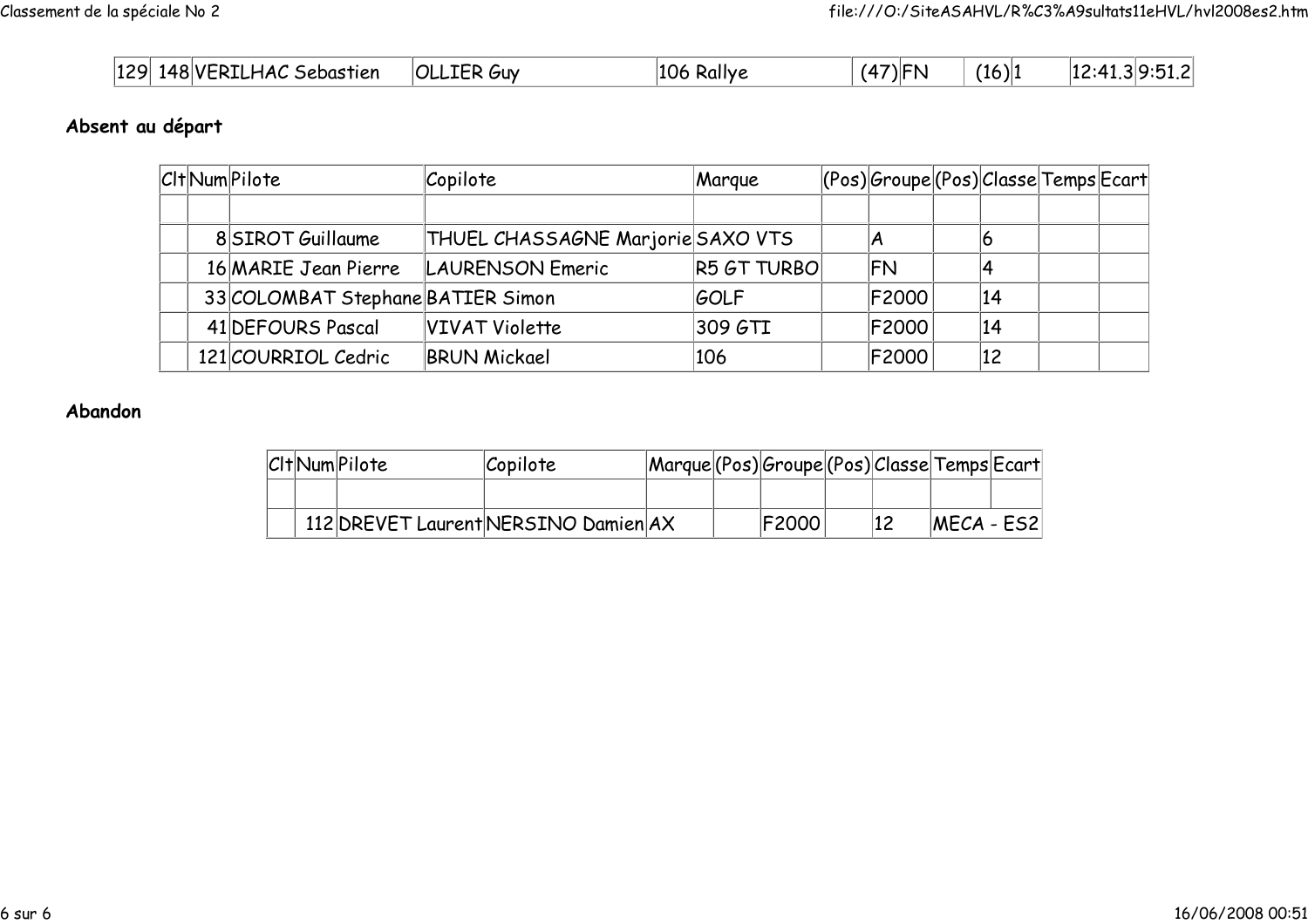| | | | | | | | | | |
|---|---|---|---|---|---|---|---|---|---|
| 129 | 148 | VERILHAC Sebastien | OLLIER Guy | 106 Rallye | (47) | FN | (16) | 1 | 12:41.3 | 9:51.2 |

### Absent au départ

| Clt | Num | Pilote | Copilote | Marque | (Pos) | Groupe | (Pos) | Classe | Temps | Ecart |
|---|---|---|---|---|---|---|---|---|---|---|
| | | | | | | | | | | |
| | 8 | SIROT Guillaume | THUEL CHASSAGNE Marjorie | SAXO VTS | | A | | 6 | | |
| | 16 | MARIE Jean Pierre | LAURENSON Emeric | R5 GT TURBO | | FN | | 4 | | |
| | 33 | COLOMBAT Stephane | BATIER Simon | GOLF | | F2000 | | 14 | | |
| | 41 | DEFOURS Pascal | VIVAT Violette | 309 GTI | | F2000 | | 14 | | |
| | 121 | COURRIOL Cedric | BRUN Mickael | 106 | | F2000 | | 12 | | |

### Abandon

| Clt | Num | Pilote | Copilote | Marque | (Pos) | Groupe | (Pos) | Classe | Temps | Ecart |
|---|---|---|---|---|---|---|---|---|---|---|
| | | | | | | | | | | |
| | 112 | DREVET Laurent | NERSINO Damien | AX | | F2000 | | 12 | MECA - ES2 | |